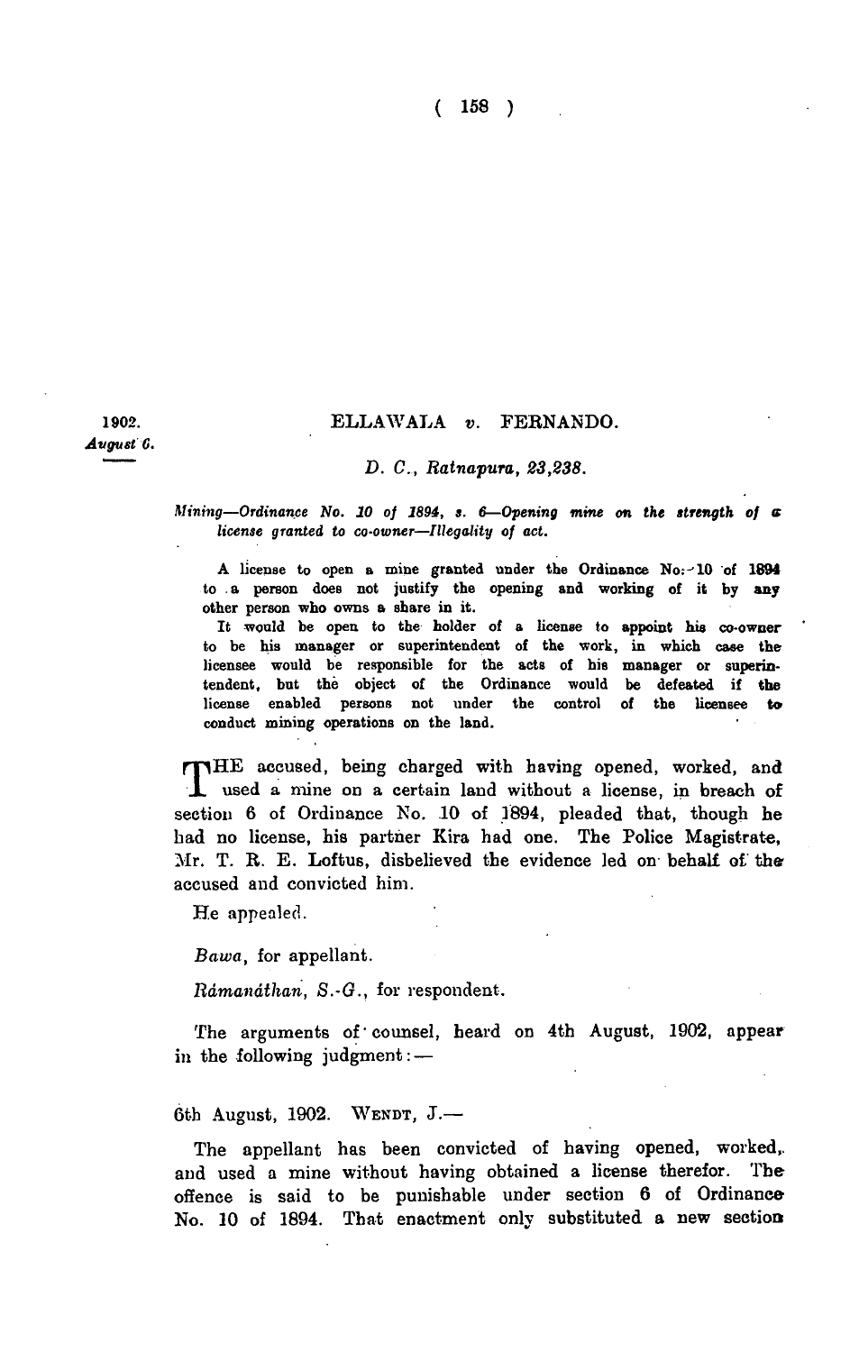1902.
*August 6.*

## ELLAWALA *v.* FERNANDO.

*D. C., Ratnapura, 23,238.*

*Mining—Ordinance No. 10 of 1894, s. 6—Opening mine on the strength of a license granted to co-owner—Illegality of act.*

A license to open a mine granted under the Ordinance No. 10 of 1894 to a person does not justify the opening and working of it by any other person who owns a share in it.

It would be open to the holder of a license to appoint his co-owner to be his manager or superintendent of the work, in which case the licensee would be responsible for the acts of his manager or superintendent, but the object of the Ordinance would be defeated if the license enabled persons not under the control of the licensee to conduct mining operations on the land.

THE accused, being charged with having opened, worked, and used a mine on a certain land without a license, in breach of section 6 of Ordinance No. 10 of 1894, pleaded that, though he had no license, his partner Kira had one. The Police Magistrate, Mr. T. R. E. Loftus, disbelieved the evidence led on behalf of the accused and convicted him.

He appealed.

*Bawa*, for appellant.

*Râmanâthan*, *S.-G.*, for respondent.

The arguments of counsel, heard on 4th August, 1902, appear in the following judgment:—

6th August, 1902. WENDT, J.—

The appellant has been convicted of having opened, worked, and used a mine without having obtained a license therefor. The offence is said to be punishable under section 6 of Ordinance No. 10 of 1894. That enactment only substituted a new section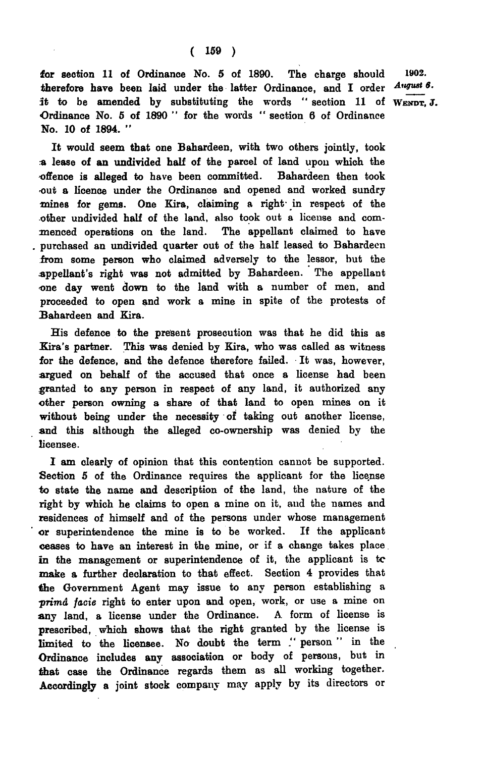for section 11 of Ordinance No. 5 of 1890. The charge should therefore have been laid under the latter Ordinance, and I order it to be amended by substituting the words " section 11 of Ordinance No. 5 of 1890 " for the words " section 6 of Ordinance No. 10 of 1894. "

1902. *August 6.*

WENDT, J.

It would seem that one Bahardeen, with two others jointly, took a lease of an undivided half of the parcel of land upon which the offence is alleged to have been committed. Bahardeen then took out a licence under the Ordinance and opened and worked sundry mines for gems. One Kira, claiming a right in respect of the other undivided half of the land, also took out a license and commenced operations on the land. The appellant claimed to have purchased an undivided quarter out of the half leased to Bahardeen from some person who claimed adversely to the lessor, but the appellant's right was not admitted by Bahardeen. The appellant one day went down to the land with a number of men, and proceeded to open and work a mine in spite of the protests of Bahardeen and Kira.

His defence to the present prosecution was that he did this as Kira's partner. This was denied by Kira, who was called as witness for the defence, and the defence therefore failed. It was, however, argued on behalf of the accused that once a license had been granted to any person in respect of any land, it authorized any other person owning a share of that land to open mines on it without being under the necessity of taking out another license, and this although the alleged co-ownership was denied by the licensee.

I am clearly of opinion that this contention cannot be supported. Section 5 of the Ordinance requires the applicant for the license to state the name and description of the land, the nature of the right by which he claims to open a mine on it, and the names and residences of himself and of the persons under whose management or superintendence the mine is to be worked. If the applicant ceases to have an interest in the mine, or if a change takes place in the management or superintendence of it, the applicant is to make a further declaration to that effect. Section 4 provides that the Government Agent may issue to any person establishing a *primâ facie* right to enter upon and open, work, or use a mine on any land, a license under the Ordinance. A form of license is prescribed, which shows that the right granted by the license is limited to the licensee. No doubt the term " person " in the Ordinance includes any association or body of persons, but in that case the Ordinance regards them as all working together. Accordingly a joint stock company may apply by its directors or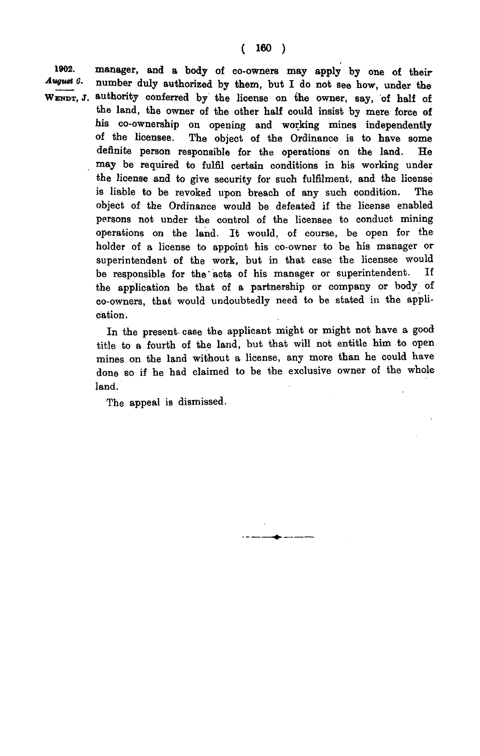manager, and a body of co-owners may apply by one of their number duly authorized by them, but I do not see how, under the authority conferred by the license on the owner, say, of half of the land, the owner of the other half could insist by mere force of his co-ownership on opening and working mines independently of the licensee. The object of the Ordinance is to have some definite person responsible for the operations on the land. He may be required to fulfil certain conditions in his working under the license and to give security for such fulfilment, and the license is liable to be revoked upon breach of any such condition. The object of the Ordinance would be defeated if the license enabled persons not under the control of the licensee to conduct mining operations on the land. It would, of course, be open for the holder of a license to appoint his co-owner to be his manager or superintendent of the work, but in that case the licensee would be responsible for the acts of his manager or superintendent. If the application be that of a partnership or company or body of co-owners, that would undoubtedly need to be stated in the application.

In the present case the applicant might or might not have a good title to a fourth of the land, but that will not entitle him to open mines on the land without a license, any more than he could have done so if he had claimed to be the exclusive owner of the whole land.

The appeal is dismissed.